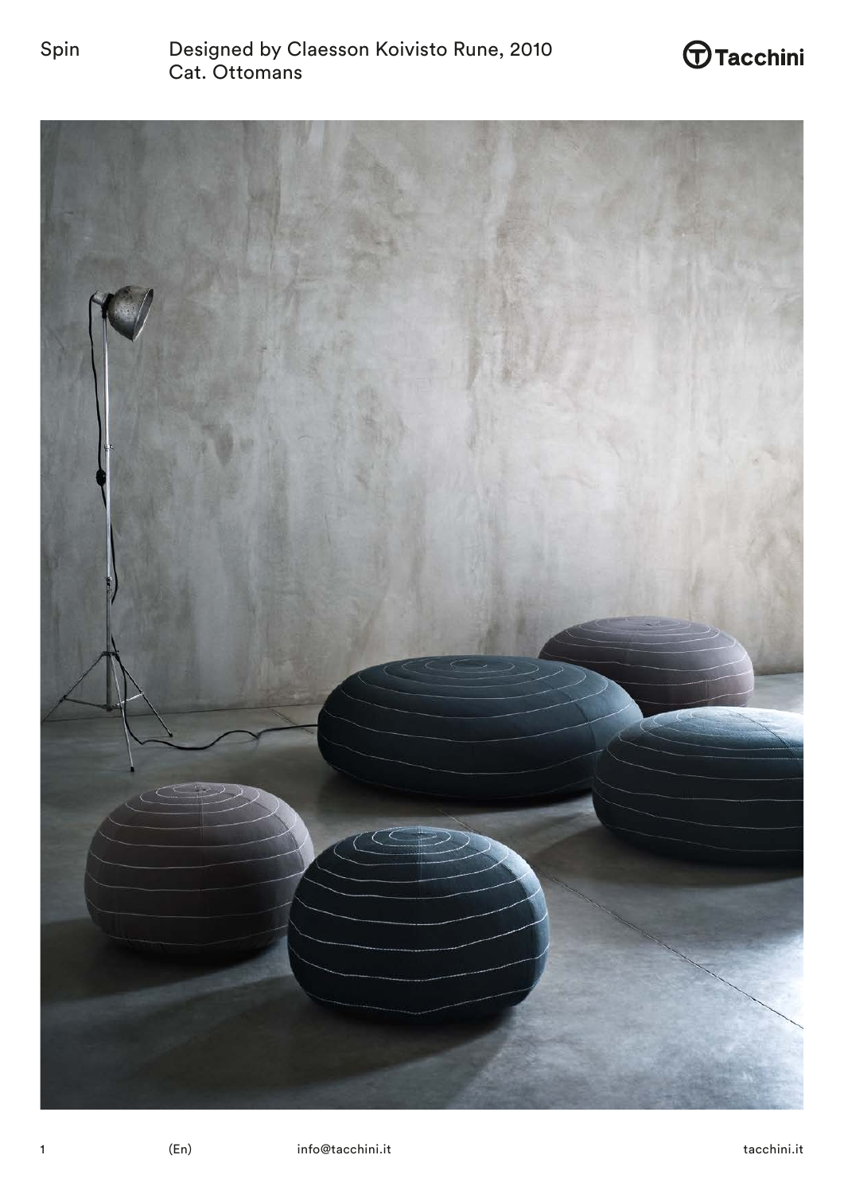Spin

Designed by Claesson Koivisto Rune, 2010
Cat. Ottomans

Tacchini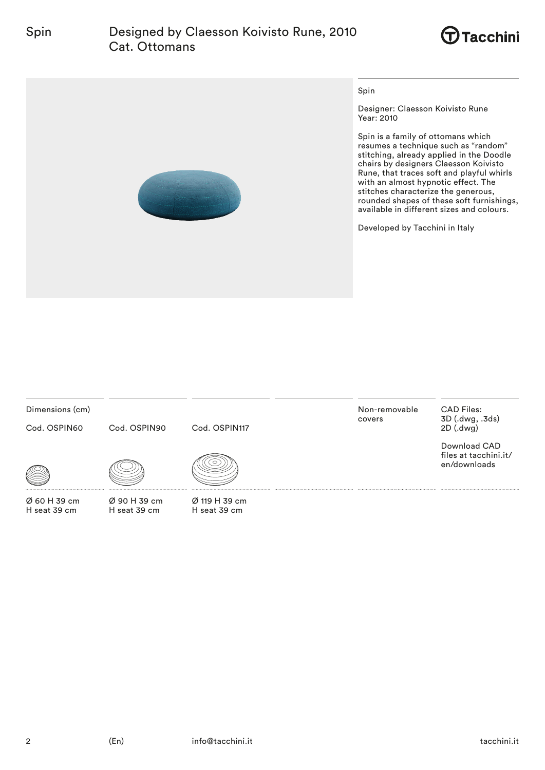# Spin

Designed by Claesson Koivisto Rune, 2010
Cat. Ottomans

Spin

Designer: Claesson Koivisto Rune
Year: 2010

Spin is a family of ottomans which resumes a technique such as "random" stitching, already applied in the Doodle chairs by designers Claesson Koivisto Rune, that traces soft and playful whirls with an almost hypnotic effect. The stitches characterize the generous, rounded shapes of these soft furnishings, available in different sizes and colours.

Developed by Tacchini in Italy

## Dimensions (cm)

| Cod. OSPIN60 | Cod. OSPIN90 | Cod. OSPIN117 |
|---|---|---|
| Ø 60 H 39 cm<br>H seat 39 cm | Ø 90 H 39 cm<br>H seat 39 cm | Ø 119 H 39 cm<br>H seat 39 cm |

Non-removable covers

CAD Files:
3D (.dwg, .3ds)
2D (.dwg)

Download CAD files at tacchini.it/en/downloads

(En) info@tacchini.it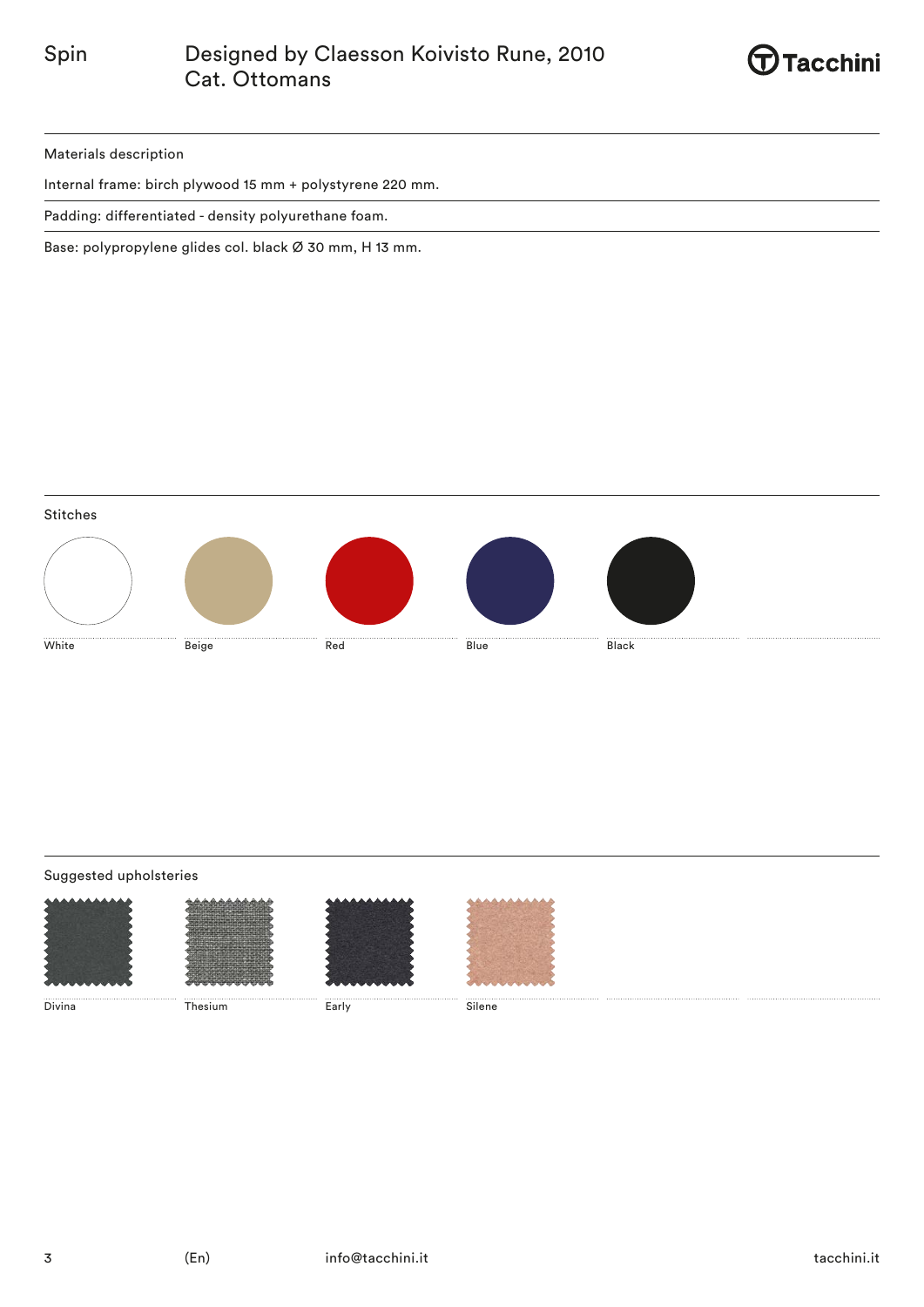# Spin

## Designed by Claesson Koivisto Rune, 2010
## Cat. Ottomans

### Materials description

Internal frame: birch plywood 15 mm + polystyrene 220 mm.

Padding: differentiated - density polyurethane foam.

Base: polypropylene glides col. black Ø 30 mm, H 13 mm.

### Stitches

White

Beige

Red

Blue

Black

### Suggested upholsteries

Divina

Thesium

Early

Silene

(En)

info@tacchini.it

tacchini.it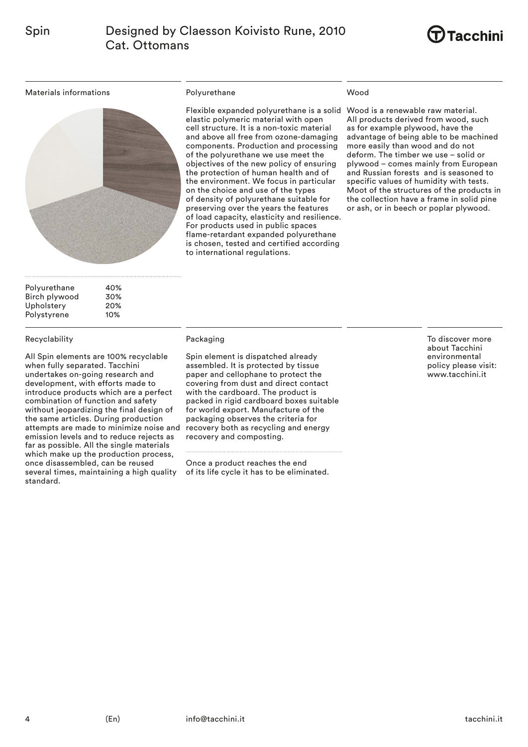# Spin

## Designed by Claesson Koivisto Rune, 2010
## Cat. Ottomans

### Materials informations

| | |
|---|---|
| Polyurethane | 40% |
| Birch plywood | 30% |
| Upholstery | 20% |
| Polystyrene | 10% |

### Polyurethane

Flexible expanded polyurethane is a solid elastic polymeric material with open cell structure. It is a non-toxic material and above all free from ozone-damaging components. Production and processing of the polyurethane we use meet the objectives of the new policy of ensuring the protection of human health and of the environment. We focus in particular on the choice and use of the types of density of polyurethane suitable for preserving over the years the features of load capacity, elasticity and resilience. For products used in public spaces flame-retardant expanded polyurethane is chosen, tested and certified according to international regulations.

### Wood

Wood is a renewable raw material. All products derived from wood, such as for example plywood, have the advantage of being able to be machined more easily than wood and do not deform. The timber we use – solid or plywood – comes mainly from European and Russian forests and is seasoned to specific values of humidity with tests. Moot of the structures of the products in the collection have a frame in solid pine or ash, or in beech or poplar plywood.

### Recyclability

All Spin elements are 100% recyclable when fully separated. Tacchini undertakes on-going research and development, with efforts made to introduce products which are a perfect combination of function and safety without jeopardizing the final design of the same articles. During production attempts are made to minimize noise and emission levels and to reduce rejects as far as possible. All the single materials which make up the production process, once disassembled, can be reused several times, maintaining a high quality standard.

### Packaging

Spin element is dispatched already assembled. It is protected by tissue paper and cellophane to protect the covering from dust and direct contact with the cardboard. The product is packed in rigid cardboard boxes suitable for world export. Manufacture of the packaging observes the criteria for recovery both as recycling and energy recovery and composting.

Once a product reaches the end of its life cycle it has to be eliminated.

To discover more about Tacchini environmental policy please visit: www.tacchini.it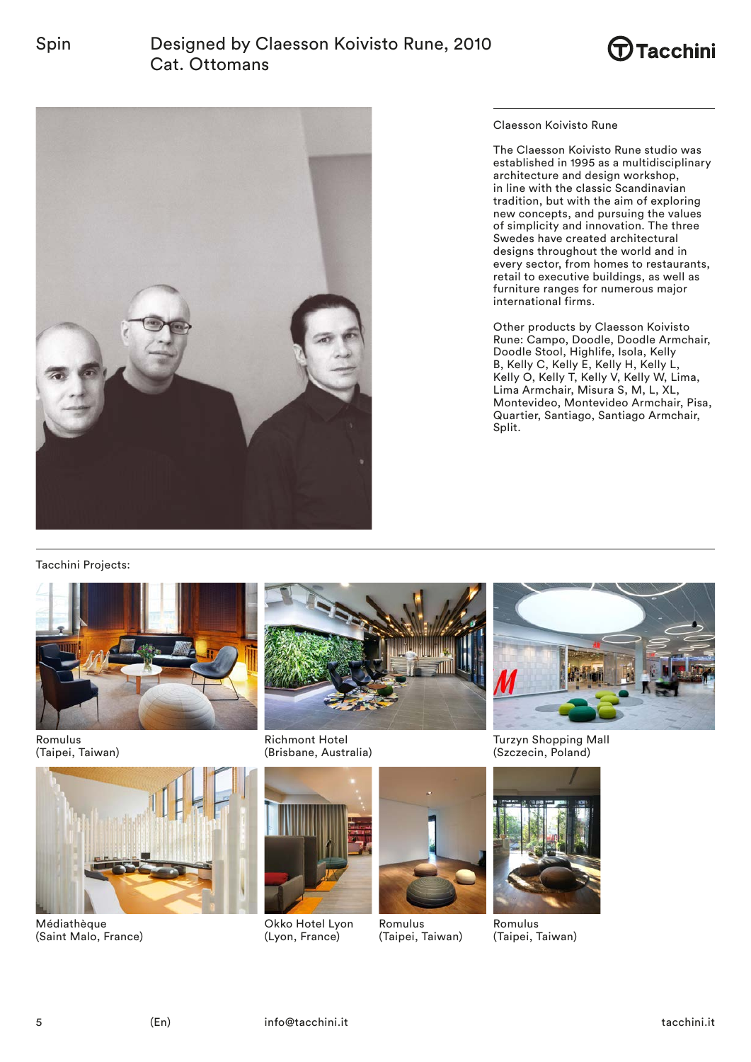Spin

Designed by Claesson Koivisto Rune, 2010
Cat. Ottomans

Tacchini

Claesson Koivisto Rune

The Claesson Koivisto Rune studio was established in 1995 as a multidisciplinary architecture and design workshop, in line with the classic Scandinavian tradition, but with the aim of exploring new concepts, and pursuing the values of simplicity and innovation. The three Swedes have created architectural designs throughout the world and in every sector, from homes to restaurants, retail to executive buildings, as well as furniture ranges for numerous major international firms.

Other products by Claesson Koivisto Rune: Campo, Doodle, Doodle Armchair, Doodle Stool, Highlife, Isola, Kelly B, Kelly C, Kelly E, Kelly H, Kelly L, Kelly O, Kelly T, Kelly V, Kelly W, Lima, Lima Armchair, Misura S, M, L, XL, Montevideo, Montevideo Armchair, Pisa, Quartier, Santiago, Santiago Armchair, Split.

Tacchini Projects:

Romulus
(Taipei, Taiwan)

Richmont Hotel
(Brisbane, Australia)

Turzyn Shopping Mall
(Szczecin, Poland)

Médiathèque
(Saint Malo, France)

Okko Hotel Lyon
(Lyon, France)

Romulus
(Taipei, Taiwan)

Romulus
(Taipei, Taiwan)

(En)

info@tacchini.it

tacchini.it